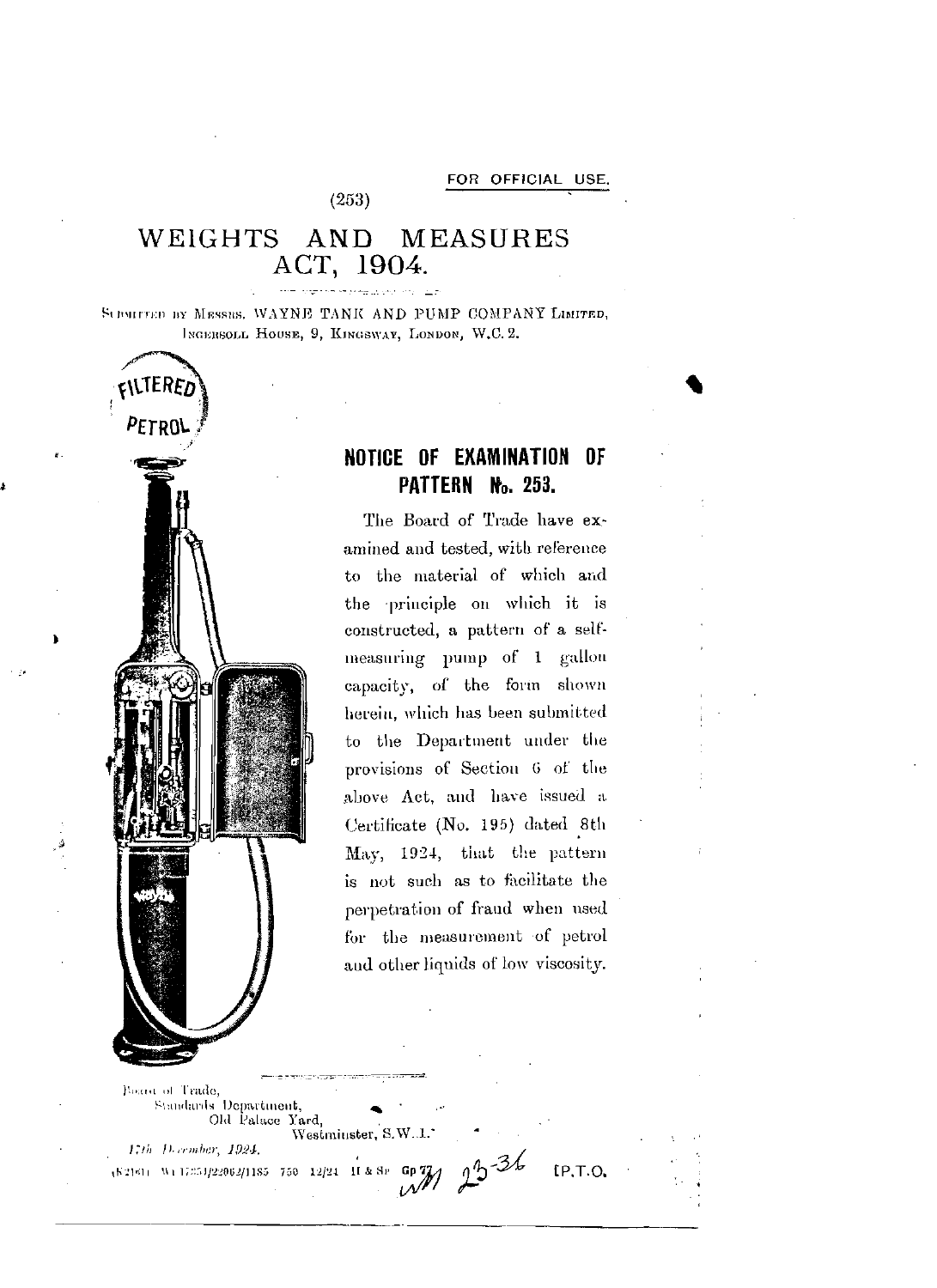FOR OFFICIAL USE.

(253)

# WEIGHTS AND MEASURES ACT, 1904.

SUBMITTED BY MESSRS. WAYNE TANK AND PUMP COMPANY LIMITED, INGERSOLL HOUSE, 9, KINGSWAY, LONDON, W.C. 2.

## NOTICE OF EXAMINATION OF PATTERN No. 253.

The Board of Trade have examined and tested, with reference to the material of which and the principle on which it is constructed, a pattern of a self-measuring pump of 1 gallon capacity, of the form shown herein, which has been submitted to the Department under the provisions of Section 6 of the above Act, and have issued a Certificate (No. 195) dated 8th May, 1924, that the pattern is not such as to facilitate the perpetration of fraud when used for the measurement of petrol and other liquids of low viscosity.

Board of Trade,
Standards Department,
Old Palace Yard,
Westminster, S.W.1.

*17th December, 1924.*

(K2161) Wt 1725/22062/1185 750 12/24 H & Sr Gp 77

[P.T.O.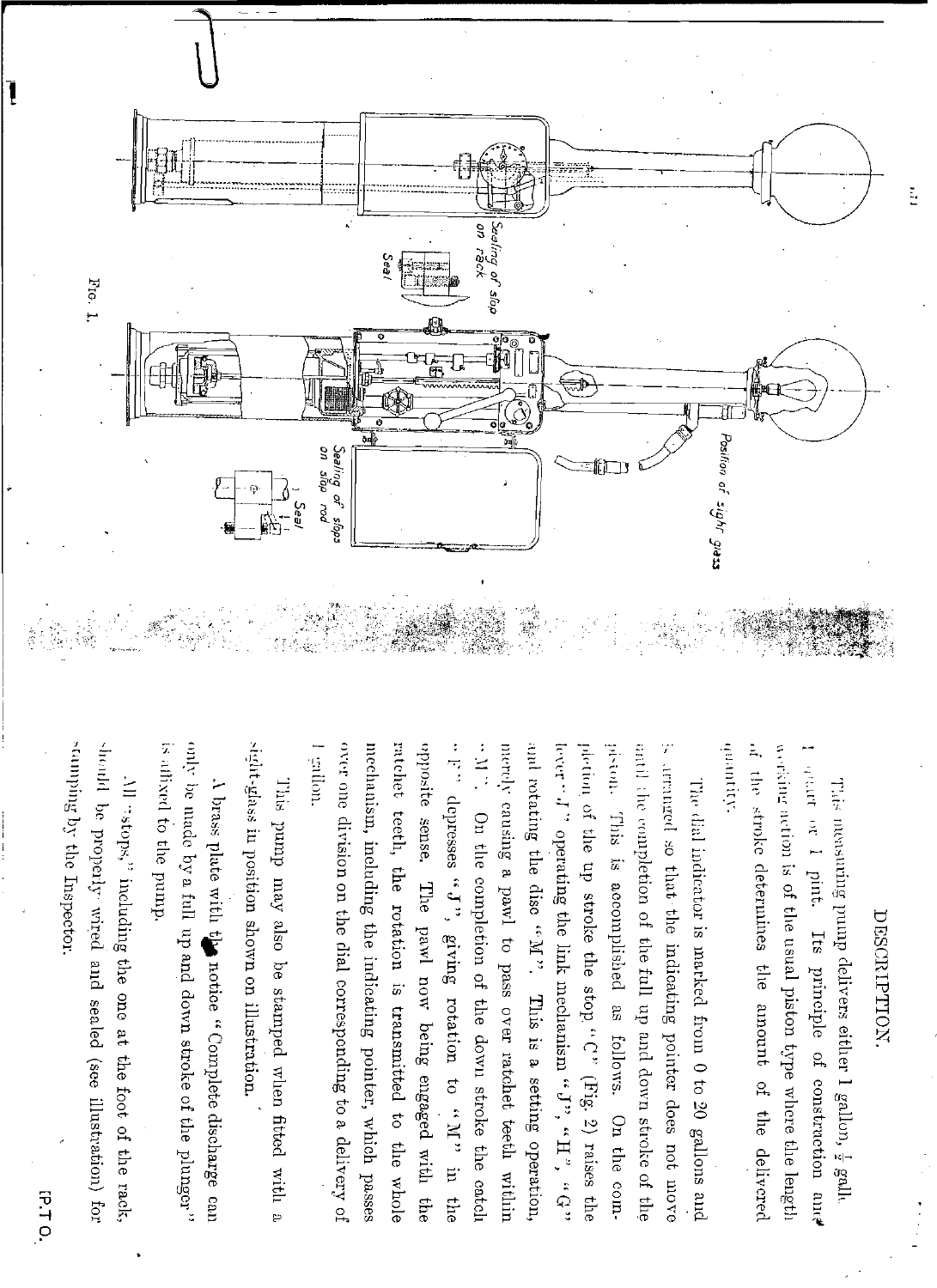# DESCRIPTION.

This measuring pump delivers either 1 gallon, ½ gall. 1 quart or 1 pint. Its principle of construction and working action is of the usual piston type where the length of the stroke determines the amount of the delivered quantity.

The dial indicator is marked from 0 to 20 gallons and is arranged so that the indicating pointer does not move until the completion of the full up and down stroke of the piston. This is accomplished as follows. On the completion of the up stroke the stop "C" (Fig. 2) raises the lever "J" operating the link mechanism "J", "H", "G" and rotating the disc "M". This is a setting operation, merely causing a pawl to pass over ratchet teeth within "M". On the completion of the down stroke the catch "F" depresses "J", giving rotation to "M" in the opposite sense. The pawl now being engaged with the ratchet teeth, the rotation is transmitted to the whole mechanism, including the indicating pointer, which passes over one division on the dial corresponding to a delivery of 1 gallon.

This pump may also be stamped when fitted with a sight-glass in position shown on illustration.

A brass plate with the notice "Complete discharge can only be made by a full up and down stroke of the plunger" is affixed to the pump.

All "stops," including the one at the foot of the rack, should be properly wired and sealed (see illustration) for stamping by the Inspector.

P.T.O.

Position of sight glass

Sealing of stop on rack

Seal

Sealing of stops on stop rod

Seal

Fig. 1.